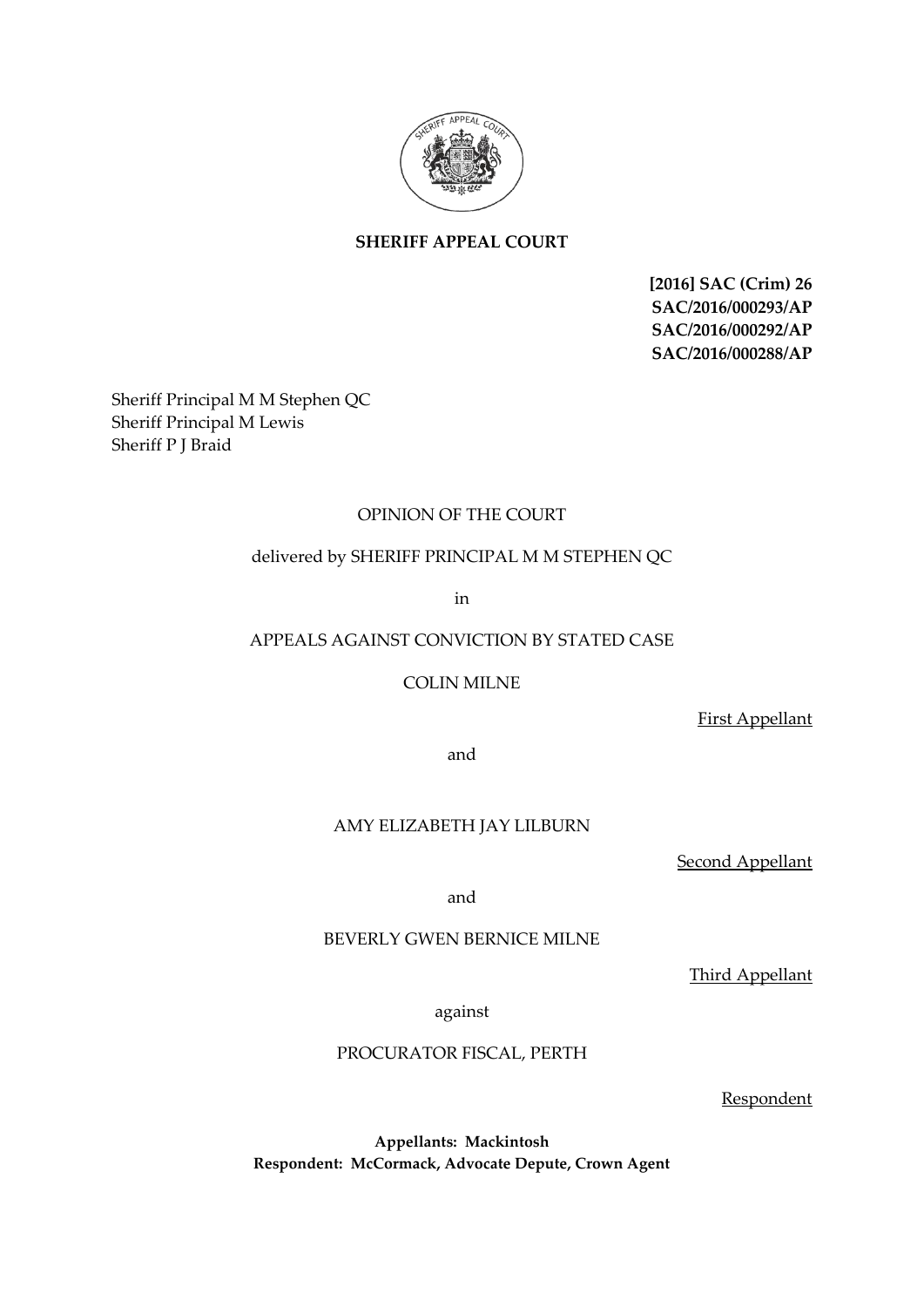**SHERIFF APPEAL COURT**

**[2016] SAC (Crim) 26**
**SAC/2016/000293/AP**
**SAC/2016/000292/AP**
**SAC/2016/000288/AP**

Sheriff Principal M M Stephen QC
Sheriff Principal M Lewis
Sheriff P J Braid

OPINION OF THE COURT

delivered by SHERIFF PRINCIPAL M M STEPHEN QC

in

APPEALS AGAINST CONVICTION BY STATED CASE

COLIN MILNE

First Appellant

and

AMY ELIZABETH JAY LILBURN

Second Appellant

and

BEVERLY GWEN BERNICE MILNE

Third Appellant

against

PROCURATOR FISCAL, PERTH

Respondent

**Appellants: Mackintosh**
**Respondent: McCormack, Advocate Depute, Crown Agent**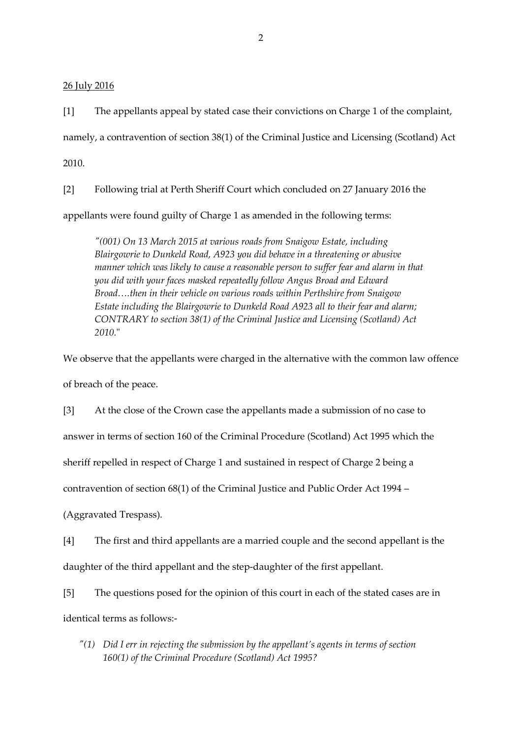26 July 2016

[1] The appellants appeal by stated case their convictions on Charge 1 of the complaint, namely, a contravention of section 38(1) of the Criminal Justice and Licensing (Scotland) Act 2010.

[2] Following trial at Perth Sheriff Court which concluded on 27 January 2016 the appellants were found guilty of Charge 1 as amended in the following terms:

> *"(001) On 13 March 2015 at various roads from Snaigow Estate, including Blairgowrie to Dunkeld Road, A923 you did behave in a threatening or abusive manner which was likely to cause a reasonable person to suffer fear and alarm in that you did with your faces masked repeatedly follow Angus Broad and Edward Broad….then in their vehicle on various roads within Perthshire from Snaigow Estate including the Blairgowrie to Dunkeld Road A923 all to their fear and alarm; CONTRARY to section 38(1) of the Criminal Justice and Licensing (Scotland) Act 2010."*

We observe that the appellants were charged in the alternative with the common law offence of breach of the peace.

[3] At the close of the Crown case the appellants made a submission of no case to answer in terms of section 160 of the Criminal Procedure (Scotland) Act 1995 which the sheriff repelled in respect of Charge 1 and sustained in respect of Charge 2 being a contravention of section 68(1) of the Criminal Justice and Public Order Act 1994 – (Aggravated Trespass).

[4] The first and third appellants are a married couple and the second appellant is the daughter of the third appellant and the step-daughter of the first appellant.

[5] The questions posed for the opinion of this court in each of the stated cases are in identical terms as follows:-

> *"(1) Did I err in rejecting the submission by the appellant's agents in terms of section 160(1) of the Criminal Procedure (Scotland) Act 1995?*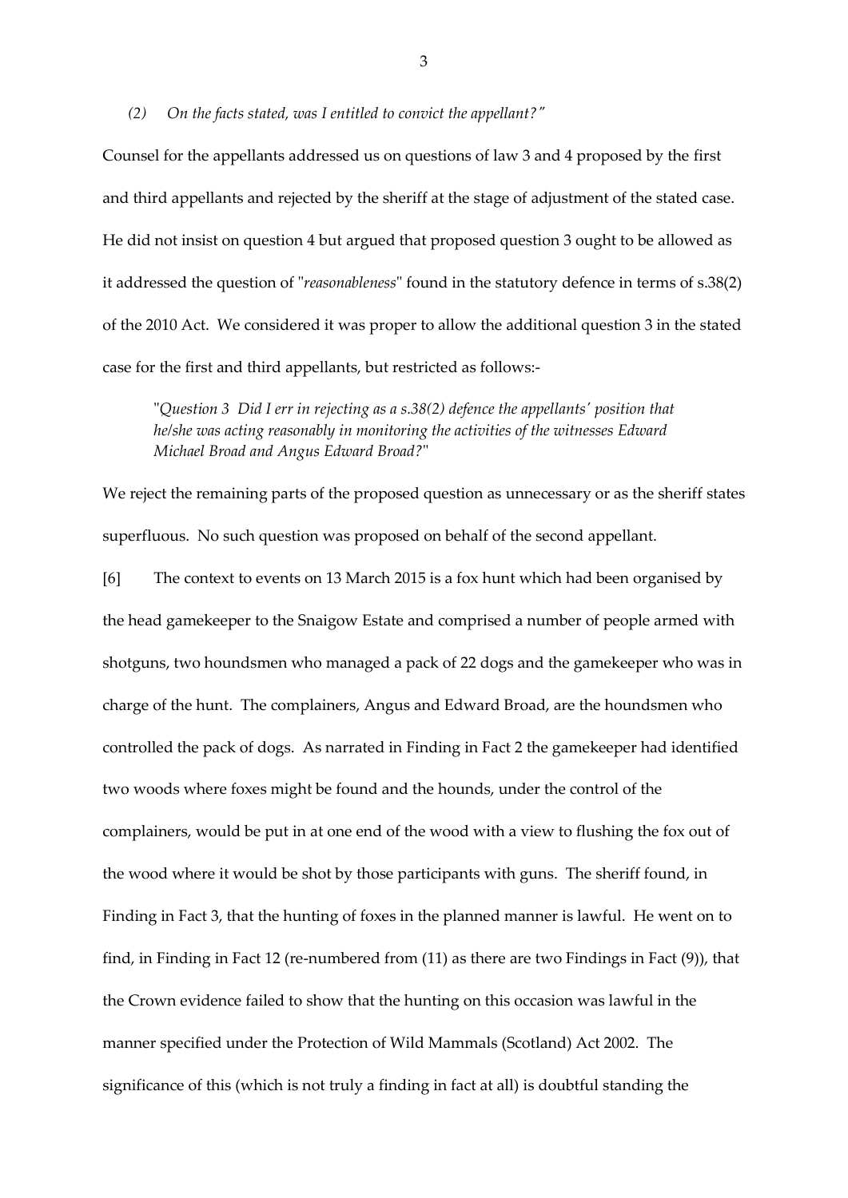*(2) On the facts stated, was I entitled to convict the appellant?"*

Counsel for the appellants addressed us on questions of law 3 and 4 proposed by the first and third appellants and rejected by the sheriff at the stage of adjustment of the stated case. He did not insist on question 4 but argued that proposed question 3 ought to be allowed as it addressed the question of "*reasonableness*" found in the statutory defence in terms of s.38(2) of the 2010 Act. We considered it was proper to allow the additional question 3 in the stated case for the first and third appellants, but restricted as follows:-

> "*Question 3 Did I err in rejecting as a s.38(2) defence the appellants' position that he/she was acting reasonably in monitoring the activities of the witnesses Edward Michael Broad and Angus Edward Broad?*"

We reject the remaining parts of the proposed question as unnecessary or as the sheriff states superfluous. No such question was proposed on behalf of the second appellant.

[6] The context to events on 13 March 2015 is a fox hunt which had been organised by the head gamekeeper to the Snaigow Estate and comprised a number of people armed with shotguns, two houndsmen who managed a pack of 22 dogs and the gamekeeper who was in charge of the hunt. The complainers, Angus and Edward Broad, are the houndsmen who controlled the pack of dogs. As narrated in Finding in Fact 2 the gamekeeper had identified two woods where foxes might be found and the hounds, under the control of the complainers, would be put in at one end of the wood with a view to flushing the fox out of the wood where it would be shot by those participants with guns. The sheriff found, in Finding in Fact 3, that the hunting of foxes in the planned manner is lawful. He went on to find, in Finding in Fact 12 (re-numbered from (11) as there are two Findings in Fact (9)), that the Crown evidence failed to show that the hunting on this occasion was lawful in the manner specified under the Protection of Wild Mammals (Scotland) Act 2002. The significance of this (which is not truly a finding in fact at all) is doubtful standing the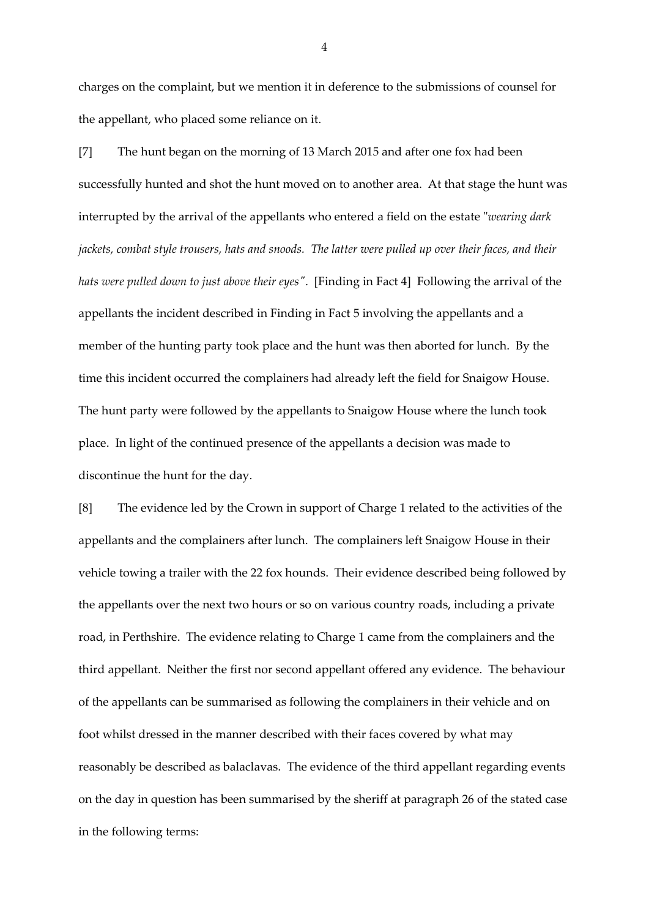charges on the complaint, but we mention it in deference to the submissions of counsel for the appellant, who placed some reliance on it.

[7] The hunt began on the morning of 13 March 2015 and after one fox had been successfully hunted and shot the hunt moved on to another area. At that stage the hunt was interrupted by the arrival of the appellants who entered a field on the estate "*wearing dark jackets, combat style trousers, hats and snoods. The latter were pulled up over their faces, and their hats were pulled down to just above their eyes*". [Finding in Fact 4] Following the arrival of the appellants the incident described in Finding in Fact 5 involving the appellants and a member of the hunting party took place and the hunt was then aborted for lunch. By the time this incident occurred the complainers had already left the field for Snaigow House. The hunt party were followed by the appellants to Snaigow House where the lunch took place. In light of the continued presence of the appellants a decision was made to discontinue the hunt for the day.

[8] The evidence led by the Crown in support of Charge 1 related to the activities of the appellants and the complainers after lunch. The complainers left Snaigow House in their vehicle towing a trailer with the 22 fox hounds. Their evidence described being followed by the appellants over the next two hours or so on various country roads, including a private road, in Perthshire. The evidence relating to Charge 1 came from the complainers and the third appellant. Neither the first nor second appellant offered any evidence. The behaviour of the appellants can be summarised as following the complainers in their vehicle and on foot whilst dressed in the manner described with their faces covered by what may reasonably be described as balaclavas. The evidence of the third appellant regarding events on the day in question has been summarised by the sheriff at paragraph 26 of the stated case in the following terms: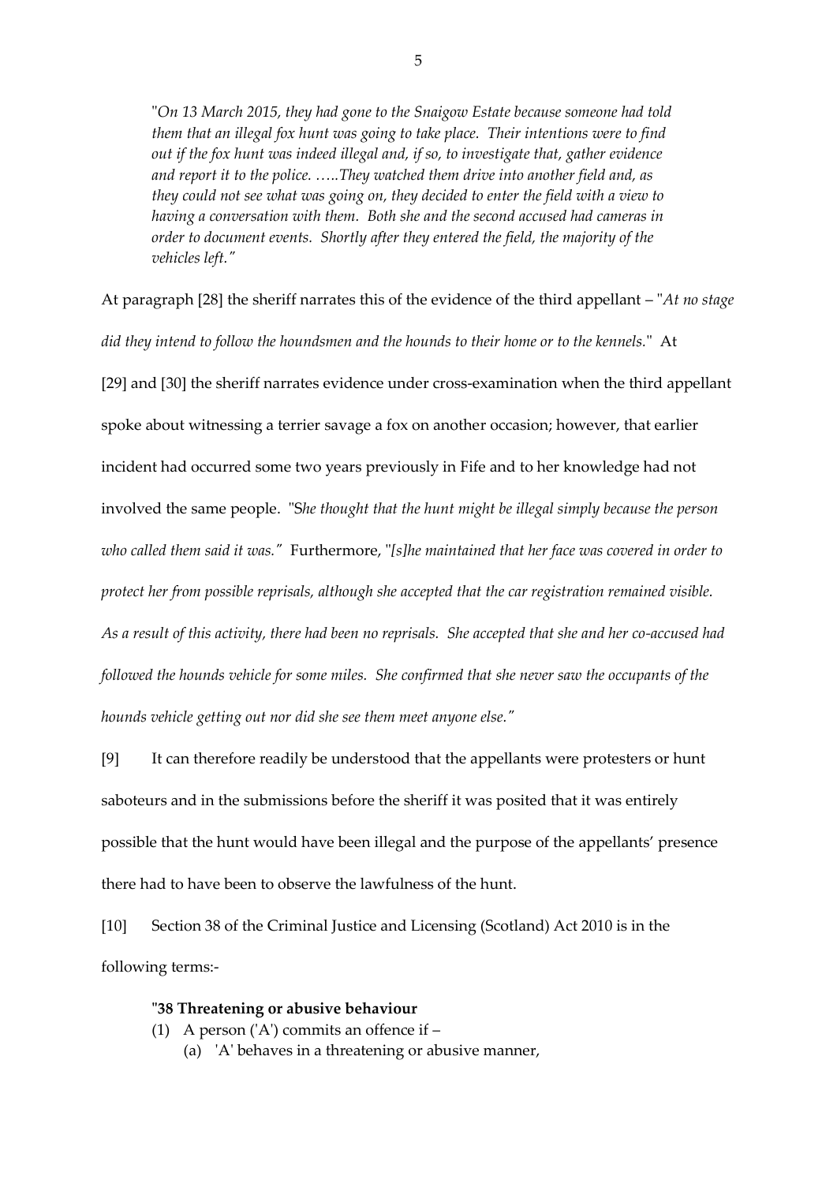"*On 13 March 2015, they had gone to the Snaigow Estate because someone had told them that an illegal fox hunt was going to take place. Their intentions were to find out if the fox hunt was indeed illegal and, if so, to investigate that, gather evidence and report it to the police. …..They watched them drive into another field and, as they could not see what was going on, they decided to enter the field with a view to having a conversation with them. Both she and the second accused had cameras in order to document events. Shortly after they entered the field, the majority of the vehicles left.*"

At paragraph [28] the sheriff narrates this of the evidence of the third appellant – "*At no stage did they intend to follow the houndsmen and the hounds to their home or to the kennels.*" At [29] and [30] the sheriff narrates evidence under cross-examination when the third appellant spoke about witnessing a terrier savage a fox on another occasion; however, that earlier incident had occurred some two years previously in Fife and to her knowledge had not involved the same people. "*She thought that the hunt might be illegal simply because the person who called them said it was.*" Furthermore, "*[s]he maintained that her face was covered in order to protect her from possible reprisals, although she accepted that the car registration remained visible. As a result of this activity, there had been no reprisals. She accepted that she and her co-accused had followed the hounds vehicle for some miles. She confirmed that she never saw the occupants of the hounds vehicle getting out nor did she see them meet anyone else.*"

[9] It can therefore readily be understood that the appellants were protesters or hunt saboteurs and in the submissions before the sheriff it was posited that it was entirely possible that the hunt would have been illegal and the purpose of the appellants' presence there had to have been to observe the lawfulness of the hunt.

[10] Section 38 of the Criminal Justice and Licensing (Scotland) Act 2010 is in the following terms:-

> "**38 Threatening or abusive behaviour**
> (1) A person ('A') commits an offence if –
> (a) 'A' behaves in a threatening or abusive manner,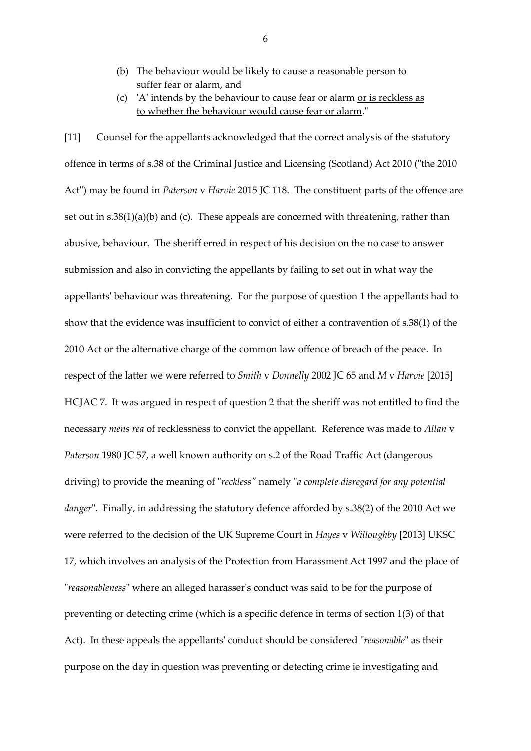(b) The behaviour would be likely to cause a reasonable person to suffer fear or alarm, and

(c) 'A' intends by the behaviour to cause fear or alarm <u>or is reckless as to whether the behaviour would cause fear or alarm</u>."

[11] Counsel for the appellants acknowledged that the correct analysis of the statutory offence in terms of s.38 of the Criminal Justice and Licensing (Scotland) Act 2010 ("the 2010 Act") may be found in *Paterson* v *Harvie* 2015 JC 118. The constituent parts of the offence are set out in s.38(1)(a)(b) and (c). These appeals are concerned with threatening, rather than abusive, behaviour. The sheriff erred in respect of his decision on the no case to answer submission and also in convicting the appellants by failing to set out in what way the appellants' behaviour was threatening. For the purpose of question 1 the appellants had to show that the evidence was insufficient to convict of either a contravention of s.38(1) of the 2010 Act or the alternative charge of the common law offence of breach of the peace. In respect of the latter we were referred to *Smith* v *Donnelly* 2002 JC 65 and *M* v *Harvie* [2015] HCJAC 7. It was argued in respect of question 2 that the sheriff was not entitled to find the necessary *mens rea* of recklessness to convict the appellant. Reference was made to *Allan* v *Paterson* 1980 JC 57, a well known authority on s.2 of the Road Traffic Act (dangerous driving) to provide the meaning of "*reckless"* namely "*a complete disregard for any potential danger*". Finally, in addressing the statutory defence afforded by s.38(2) of the 2010 Act we were referred to the decision of the UK Supreme Court in *Hayes* v *Willoughby* [2013] UKSC 17, which involves an analysis of the Protection from Harassment Act 1997 and the place of "*reasonableness*" where an alleged harasser's conduct was said to be for the purpose of preventing or detecting crime (which is a specific defence in terms of section 1(3) of that Act). In these appeals the appellants' conduct should be considered "*reasonable*" as their purpose on the day in question was preventing or detecting crime ie investigating and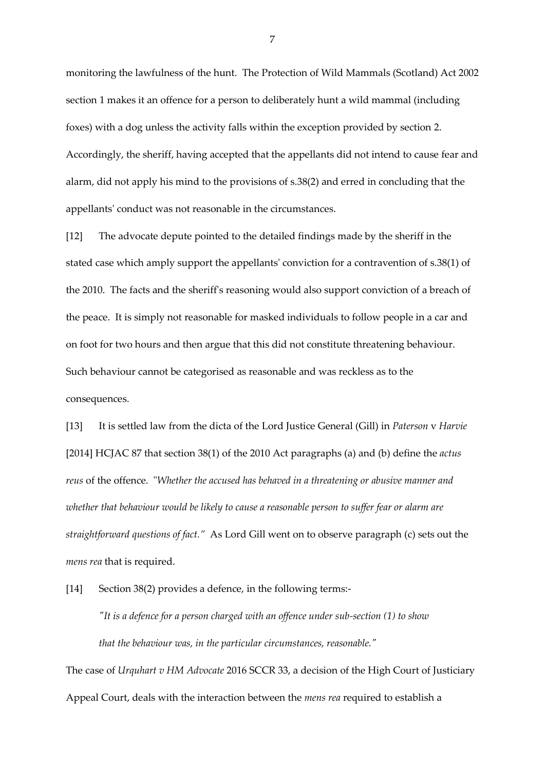monitoring the lawfulness of the hunt. The Protection of Wild Mammals (Scotland) Act 2002 section 1 makes it an offence for a person to deliberately hunt a wild mammal (including foxes) with a dog unless the activity falls within the exception provided by section 2. Accordingly, the sheriff, having accepted that the appellants did not intend to cause fear and alarm, did not apply his mind to the provisions of s.38(2) and erred in concluding that the appellants' conduct was not reasonable in the circumstances.

[12] The advocate depute pointed to the detailed findings made by the sheriff in the stated case which amply support the appellants' conviction for a contravention of s.38(1) of the 2010. The facts and the sheriff's reasoning would also support conviction of a breach of the peace. It is simply not reasonable for masked individuals to follow people in a car and on foot for two hours and then argue that this did not constitute threatening behaviour. Such behaviour cannot be categorised as reasonable and was reckless as to the consequences.

[13] It is settled law from the dicta of the Lord Justice General (Gill) in *Paterson* v *Harvie* [2014] HCJAC 87 that section 38(1) of the 2010 Act paragraphs (a) and (b) define the *actus reus* of the offence. "*Whether the accused has behaved in a threatening or abusive manner and whether that behaviour would be likely to cause a reasonable person to suffer fear or alarm are straightforward questions of fact.*" As Lord Gill went on to observe paragraph (c) sets out the *mens rea* that is required.

[14] Section 38(2) provides a defence, in the following terms:-

> *"It is a defence for a person charged with an offence under sub-section (1) to show that the behaviour was, in the particular circumstances, reasonable."*

The case of *Urquhart v HM Advocate* 2016 SCCR 33, a decision of the High Court of Justiciary Appeal Court, deals with the interaction between the *mens rea* required to establish a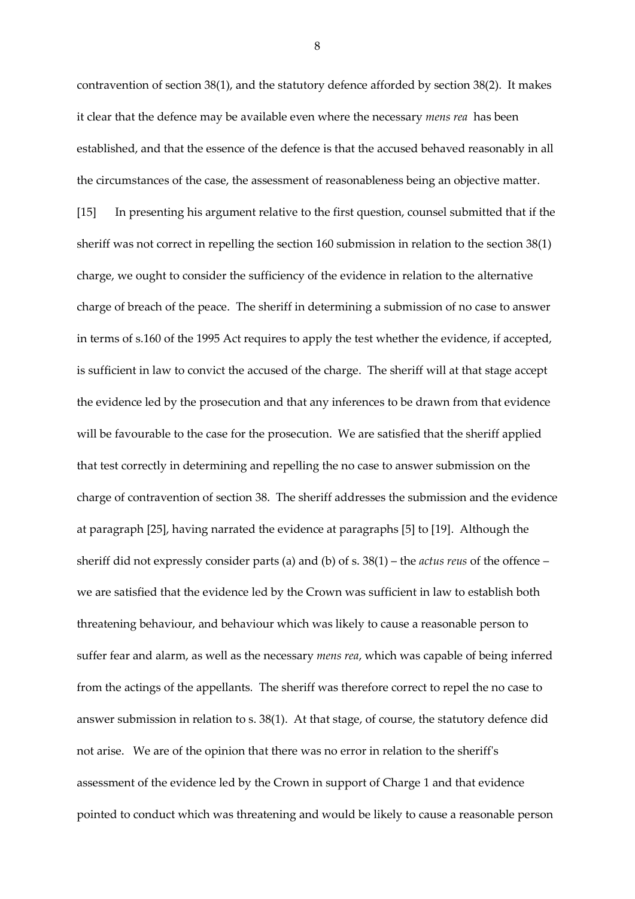contravention of section 38(1), and the statutory defence afforded by section 38(2). It makes it clear that the defence may be available even where the necessary *mens rea* has been established, and that the essence of the defence is that the accused behaved reasonably in all the circumstances of the case, the assessment of reasonableness being an objective matter.

[15] In presenting his argument relative to the first question, counsel submitted that if the sheriff was not correct in repelling the section 160 submission in relation to the section 38(1) charge, we ought to consider the sufficiency of the evidence in relation to the alternative charge of breach of the peace. The sheriff in determining a submission of no case to answer in terms of s.160 of the 1995 Act requires to apply the test whether the evidence, if accepted, is sufficient in law to convict the accused of the charge. The sheriff will at that stage accept the evidence led by the prosecution and that any inferences to be drawn from that evidence will be favourable to the case for the prosecution. We are satisfied that the sheriff applied that test correctly in determining and repelling the no case to answer submission on the charge of contravention of section 38. The sheriff addresses the submission and the evidence at paragraph [25], having narrated the evidence at paragraphs [5] to [19]. Although the sheriff did not expressly consider parts (a) and (b) of s. 38(1) – the *actus reus* of the offence – we are satisfied that the evidence led by the Crown was sufficient in law to establish both threatening behaviour, and behaviour which was likely to cause a reasonable person to suffer fear and alarm, as well as the necessary *mens rea*, which was capable of being inferred from the actings of the appellants. The sheriff was therefore correct to repel the no case to answer submission in relation to s. 38(1). At that stage, of course, the statutory defence did not arise. We are of the opinion that there was no error in relation to the sheriff's assessment of the evidence led by the Crown in support of Charge 1 and that evidence pointed to conduct which was threatening and would be likely to cause a reasonable person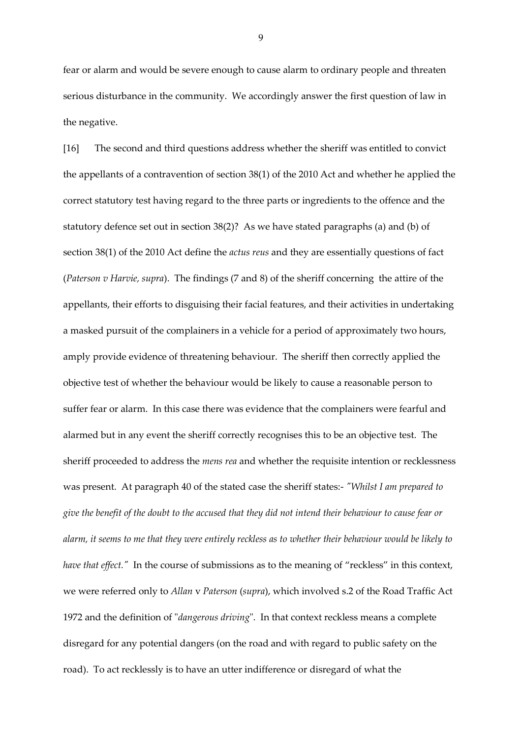fear or alarm and would be severe enough to cause alarm to ordinary people and threaten serious disturbance in the community. We accordingly answer the first question of law in the negative.

[16] The second and third questions address whether the sheriff was entitled to convict the appellants of a contravention of section 38(1) of the 2010 Act and whether he applied the correct statutory test having regard to the three parts or ingredients to the offence and the statutory defence set out in section 38(2)? As we have stated paragraphs (a) and (b) of section 38(1) of the 2010 Act define the *actus reus* and they are essentially questions of fact (*Paterson v Harvie, supra*). The findings (7 and 8) of the sheriff concerning the attire of the appellants, their efforts to disguising their facial features, and their activities in undertaking a masked pursuit of the complainers in a vehicle for a period of approximately two hours, amply provide evidence of threatening behaviour. The sheriff then correctly applied the objective test of whether the behaviour would be likely to cause a reasonable person to suffer fear or alarm. In this case there was evidence that the complainers were fearful and alarmed but in any event the sheriff correctly recognises this to be an objective test. The sheriff proceeded to address the *mens rea* and whether the requisite intention or recklessness was present. At paragraph 40 of the stated case the sheriff states:- *"Whilst I am prepared to give the benefit of the doubt to the accused that they did not intend their behaviour to cause fear or alarm, it seems to me that they were entirely reckless as to whether their behaviour would be likely to have that effect."* In the course of submissions as to the meaning of "reckless" in this context, we were referred only to *Allan* v *Paterson* (*supra*), which involved s.2 of the Road Traffic Act 1972 and the definition of "*dangerous driving*". In that context reckless means a complete disregard for any potential dangers (on the road and with regard to public safety on the road). To act recklessly is to have an utter indifference or disregard of what the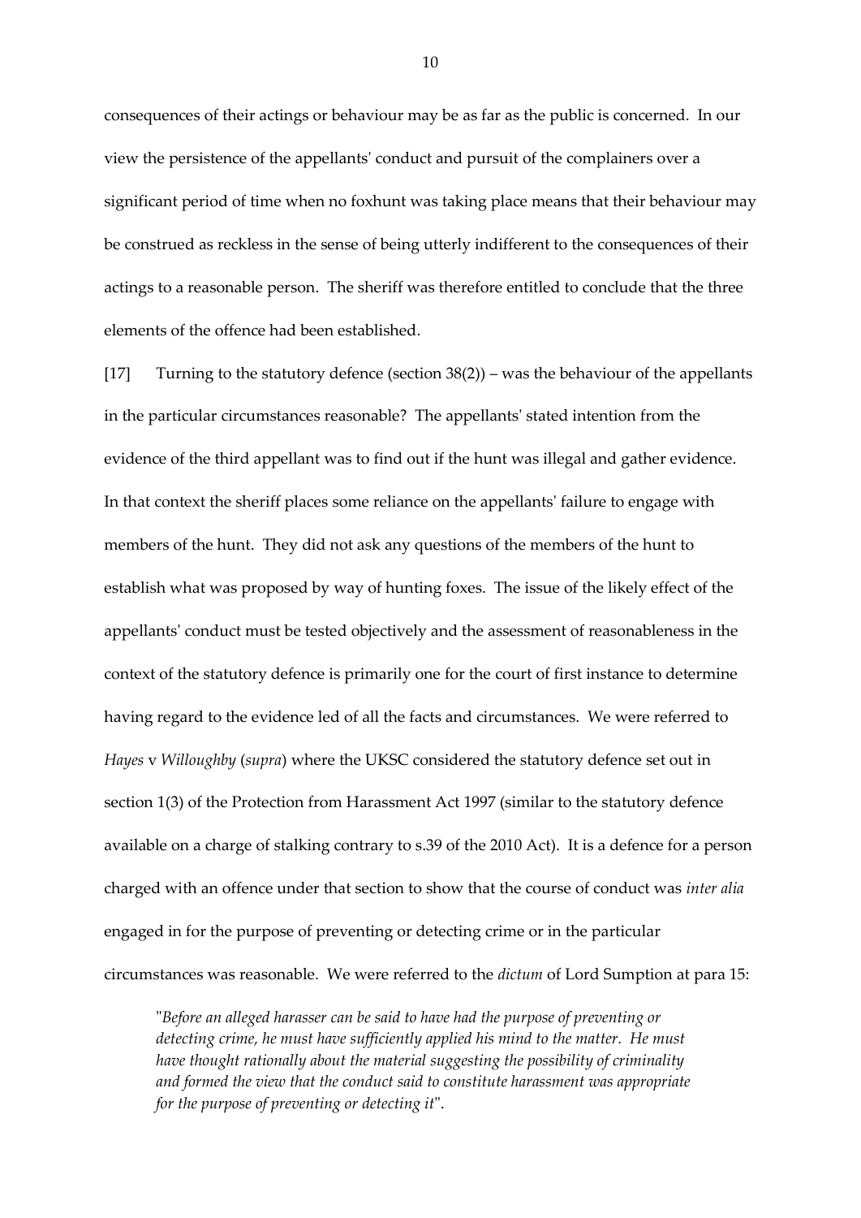consequences of their actings or behaviour may be as far as the public is concerned. In our view the persistence of the appellants' conduct and pursuit of the complainers over a significant period of time when no foxhunt was taking place means that their behaviour may be construed as reckless in the sense of being utterly indifferent to the consequences of their actings to a reasonable person. The sheriff was therefore entitled to conclude that the three elements of the offence had been established.

[17] Turning to the statutory defence (section 38(2)) – was the behaviour of the appellants in the particular circumstances reasonable? The appellants' stated intention from the evidence of the third appellant was to find out if the hunt was illegal and gather evidence. In that context the sheriff places some reliance on the appellants' failure to engage with members of the hunt. They did not ask any questions of the members of the hunt to establish what was proposed by way of hunting foxes. The issue of the likely effect of the appellants' conduct must be tested objectively and the assessment of reasonableness in the context of the statutory defence is primarily one for the court of first instance to determine having regard to the evidence led of all the facts and circumstances. We were referred to *Hayes* v *Willoughby* (*supra*) where the UKSC considered the statutory defence set out in section 1(3) of the Protection from Harassment Act 1997 (similar to the statutory defence available on a charge of stalking contrary to s.39 of the 2010 Act). It is a defence for a person charged with an offence under that section to show that the course of conduct was *inter alia* engaged in for the purpose of preventing or detecting crime or in the particular circumstances was reasonable. We were referred to the *dictum* of Lord Sumption at para 15:

> "*Before an alleged harasser can be said to have had the purpose of preventing or detecting crime, he must have sufficiently applied his mind to the matter. He must have thought rationally about the material suggesting the possibility of criminality and formed the view that the conduct said to constitute harassment was appropriate for the purpose of preventing or detecting it*".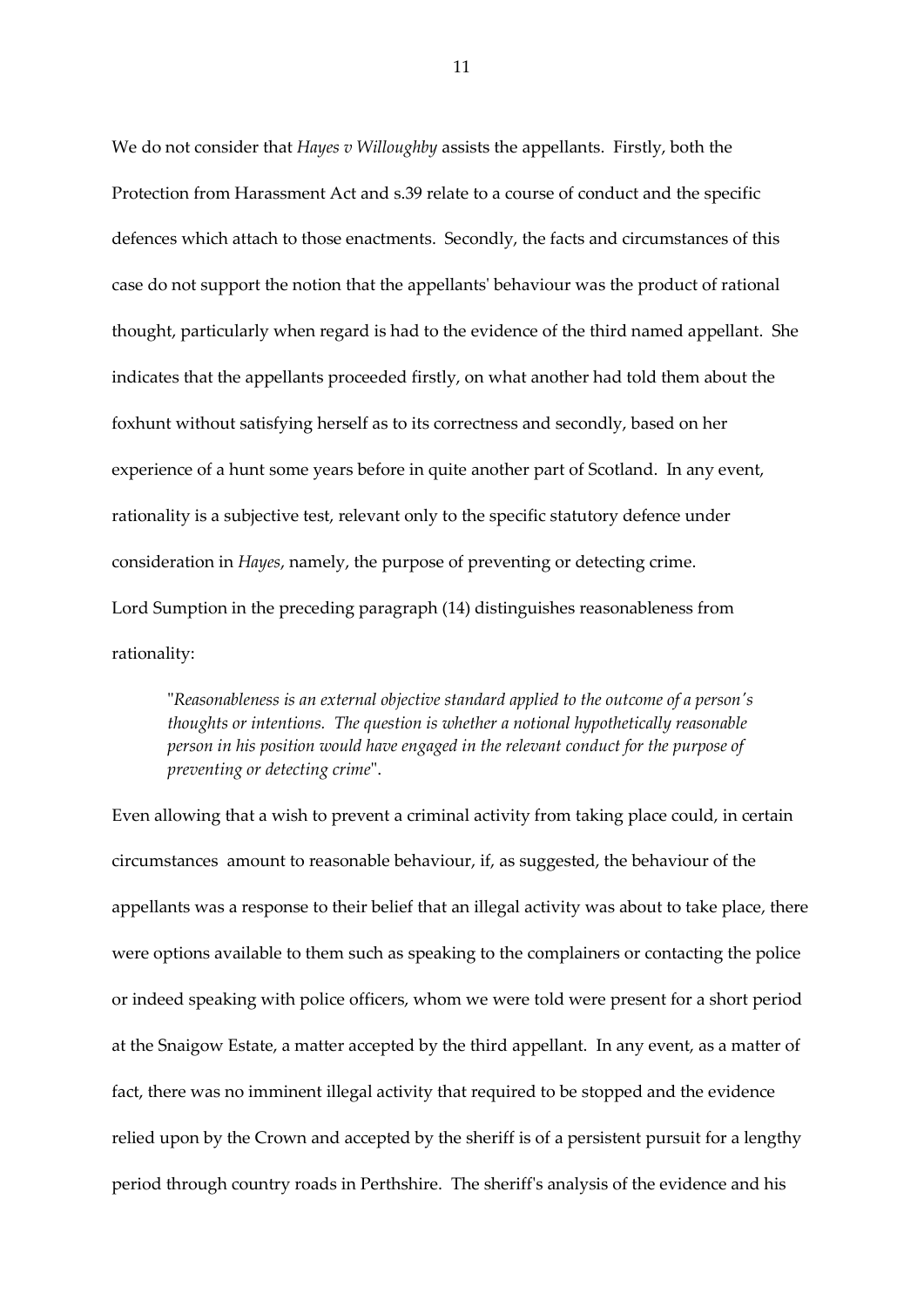We do not consider that *Hayes v Willoughby* assists the appellants. Firstly, both the Protection from Harassment Act and s.39 relate to a course of conduct and the specific defences which attach to those enactments. Secondly, the facts and circumstances of this case do not support the notion that the appellants' behaviour was the product of rational thought, particularly when regard is had to the evidence of the third named appellant. She indicates that the appellants proceeded firstly, on what another had told them about the foxhunt without satisfying herself as to its correctness and secondly, based on her experience of a hunt some years before in quite another part of Scotland. In any event, rationality is a subjective test, relevant only to the specific statutory defence under consideration in *Hayes*, namely, the purpose of preventing or detecting crime.

Lord Sumption in the preceding paragraph (14) distinguishes reasonableness from rationality:

> "*Reasonableness is an external objective standard applied to the outcome of a person's thoughts or intentions. The question is whether a notional hypothetically reasonable person in his position would have engaged in the relevant conduct for the purpose of preventing or detecting crime*".

Even allowing that a wish to prevent a criminal activity from taking place could, in certain circumstances amount to reasonable behaviour, if, as suggested, the behaviour of the appellants was a response to their belief that an illegal activity was about to take place, there were options available to them such as speaking to the complainers or contacting the police or indeed speaking with police officers, whom we were told were present for a short period at the Snaigow Estate, a matter accepted by the third appellant. In any event, as a matter of fact, there was no imminent illegal activity that required to be stopped and the evidence relied upon by the Crown and accepted by the sheriff is of a persistent pursuit for a lengthy period through country roads in Perthshire. The sheriff's analysis of the evidence and his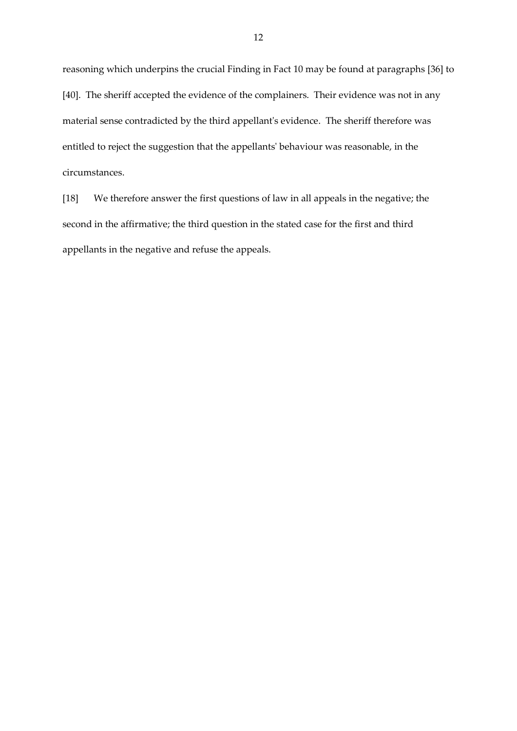reasoning which underpins the crucial Finding in Fact 10 may be found at paragraphs [36] to [40]. The sheriff accepted the evidence of the complainers. Their evidence was not in any material sense contradicted by the third appellant's evidence. The sheriff therefore was entitled to reject the suggestion that the appellants' behaviour was reasonable, in the circumstances.

[18] We therefore answer the first questions of law in all appeals in the negative; the second in the affirmative; the third question in the stated case for the first and third appellants in the negative and refuse the appeals.